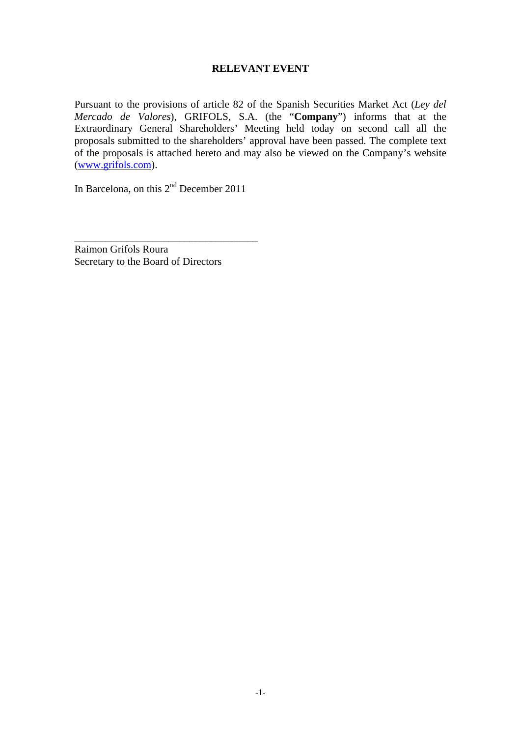**RELEVANT EVENT**

Pursuant to the provisions of article 82 of the Spanish Securities Market Act (*Ley del Mercado de Valores*), GRIFOLS, S.A. (the "**Company**") informs that at the Extraordinary General Shareholders' Meeting held today on second call all the proposals submitted to the shareholders' approval have been passed. The complete text of the proposals is attached hereto and may also be viewed on the Company's website (www.grifols.com).

In Barcelona, on this 2nd December 2011

___________________________________

Raimon Grifols Roura
Secretary to the Board of Directors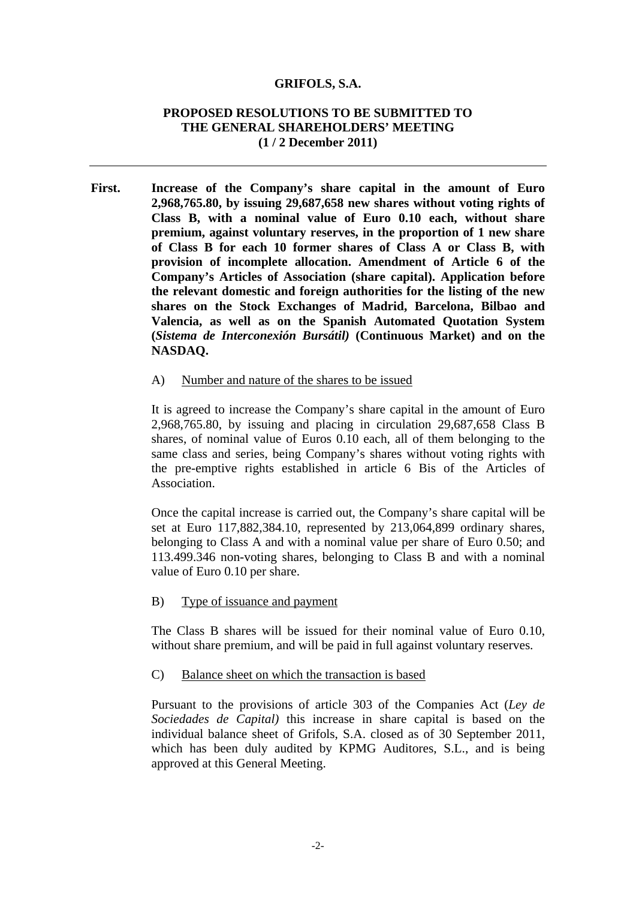**GRIFOLS, S.A.**

**PROPOSED RESOLUTIONS TO BE SUBMITTED TO THE GENERAL SHAREHOLDERS' MEETING (1 / 2 December 2011)**

---

**First. Increase of the Company's share capital in the amount of Euro 2,968,765.80, by issuing 29,687,658 new shares without voting rights of Class B, with a nominal value of Euro 0.10 each, without share premium, against voluntary reserves, in the proportion of 1 new share of Class B for each 10 former shares of Class A or Class B, with provision of incomplete allocation. Amendment of Article 6 of the Company's Articles of Association (share capital). Application before the relevant domestic and foreign authorities for the listing of the new shares on the Stock Exchanges of Madrid, Barcelona, Bilbao and Valencia, as well as on the Spanish Automated Quotation System (*Sistema de Interconexión Bursátil)* (Continuous Market) and on the NASDAQ.**

A) Number and nature of the shares to be issued

It is agreed to increase the Company's share capital in the amount of Euro 2,968,765.80, by issuing and placing in circulation 29,687,658 Class B shares, of nominal value of Euros 0.10 each, all of them belonging to the same class and series, being Company's shares without voting rights with the pre-emptive rights established in article 6 Bis of the Articles of Association.

Once the capital increase is carried out, the Company's share capital will be set at Euro 117,882,384.10, represented by 213,064,899 ordinary shares, belonging to Class A and with a nominal value per share of Euro 0.50; and 113.499.346 non-voting shares, belonging to Class B and with a nominal value of Euro 0.10 per share.

B) Type of issuance and payment

The Class B shares will be issued for their nominal value of Euro 0.10, without share premium, and will be paid in full against voluntary reserves.

C) Balance sheet on which the transaction is based

Pursuant to the provisions of article 303 of the Companies Act (*Ley de Sociedades de Capital)* this increase in share capital is based on the individual balance sheet of Grifols, S.A. closed as of 30 September 2011, which has been duly audited by KPMG Auditores, S.L., and is being approved at this General Meeting.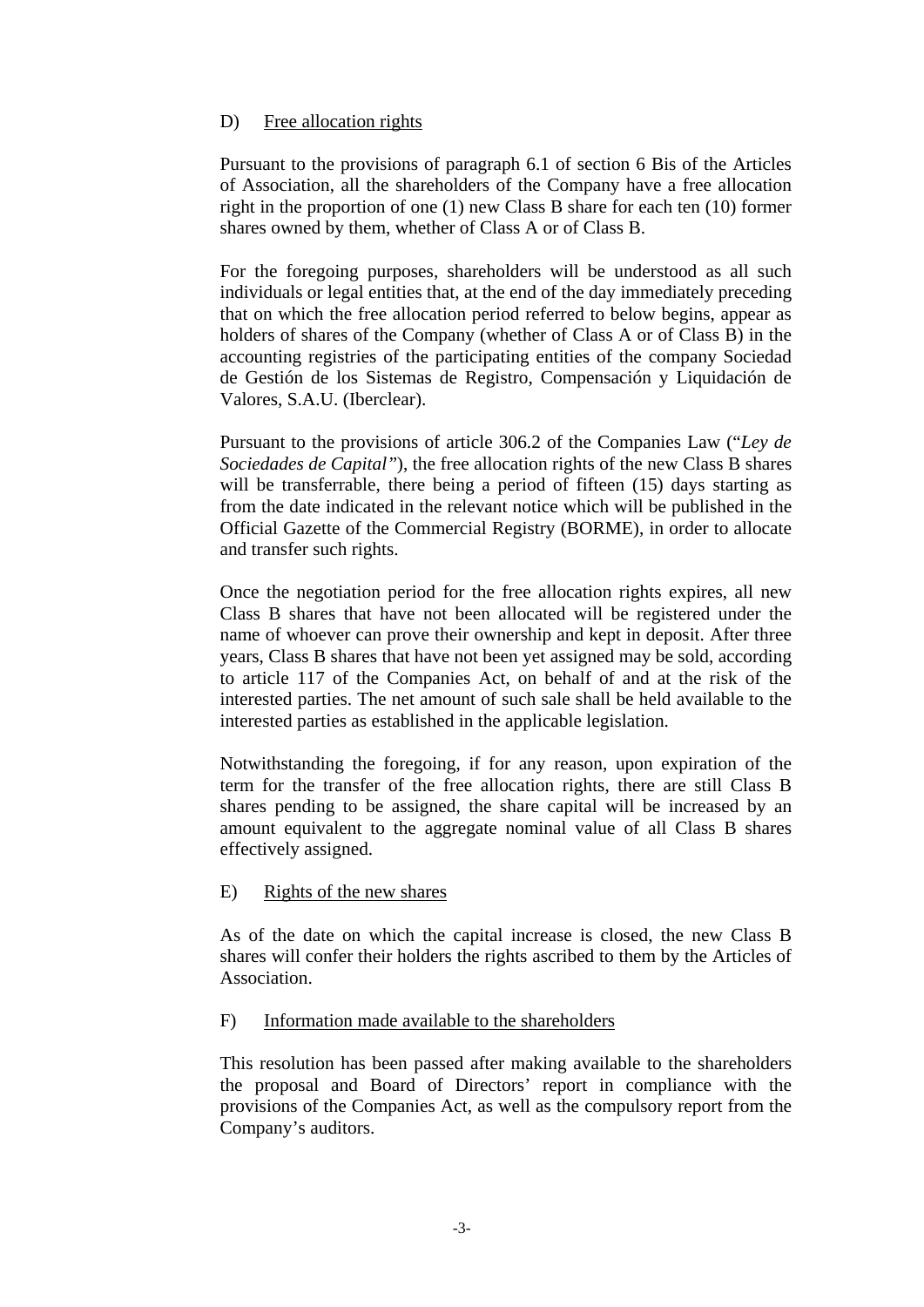D) <u>Free allocation rights</u>

Pursuant to the provisions of paragraph 6.1 of section 6 Bis of the Articles of Association, all the shareholders of the Company have a free allocation right in the proportion of one (1) new Class B share for each ten (10) former shares owned by them, whether of Class A or of Class B.

For the foregoing purposes, shareholders will be understood as all such individuals or legal entities that, at the end of the day immediately preceding that on which the free allocation period referred to below begins, appear as holders of shares of the Company (whether of Class A or of Class B) in the accounting registries of the participating entities of the company Sociedad de Gestión de los Sistemas de Registro, Compensación y Liquidación de Valores, S.A.U. (Iberclear).

Pursuant to the provisions of article 306.2 of the Companies Law ("*Ley de Sociedades de Capital"*), the free allocation rights of the new Class B shares will be transferrable, there being a period of fifteen (15) days starting as from the date indicated in the relevant notice which will be published in the Official Gazette of the Commercial Registry (BORME), in order to allocate and transfer such rights.

Once the negotiation period for the free allocation rights expires, all new Class B shares that have not been allocated will be registered under the name of whoever can prove their ownership and kept in deposit. After three years, Class B shares that have not been yet assigned may be sold, according to article 117 of the Companies Act, on behalf of and at the risk of the interested parties. The net amount of such sale shall be held available to the interested parties as established in the applicable legislation.

Notwithstanding the foregoing, if for any reason, upon expiration of the term for the transfer of the free allocation rights, there are still Class B shares pending to be assigned, the share capital will be increased by an amount equivalent to the aggregate nominal value of all Class B shares effectively assigned.

E) <u>Rights of the new shares</u>

As of the date on which the capital increase is closed, the new Class B shares will confer their holders the rights ascribed to them by the Articles of Association.

F) <u>Information made available to the shareholders</u>

This resolution has been passed after making available to the shareholders the proposal and Board of Directors' report in compliance with the provisions of the Companies Act, as well as the compulsory report from the Company's auditors.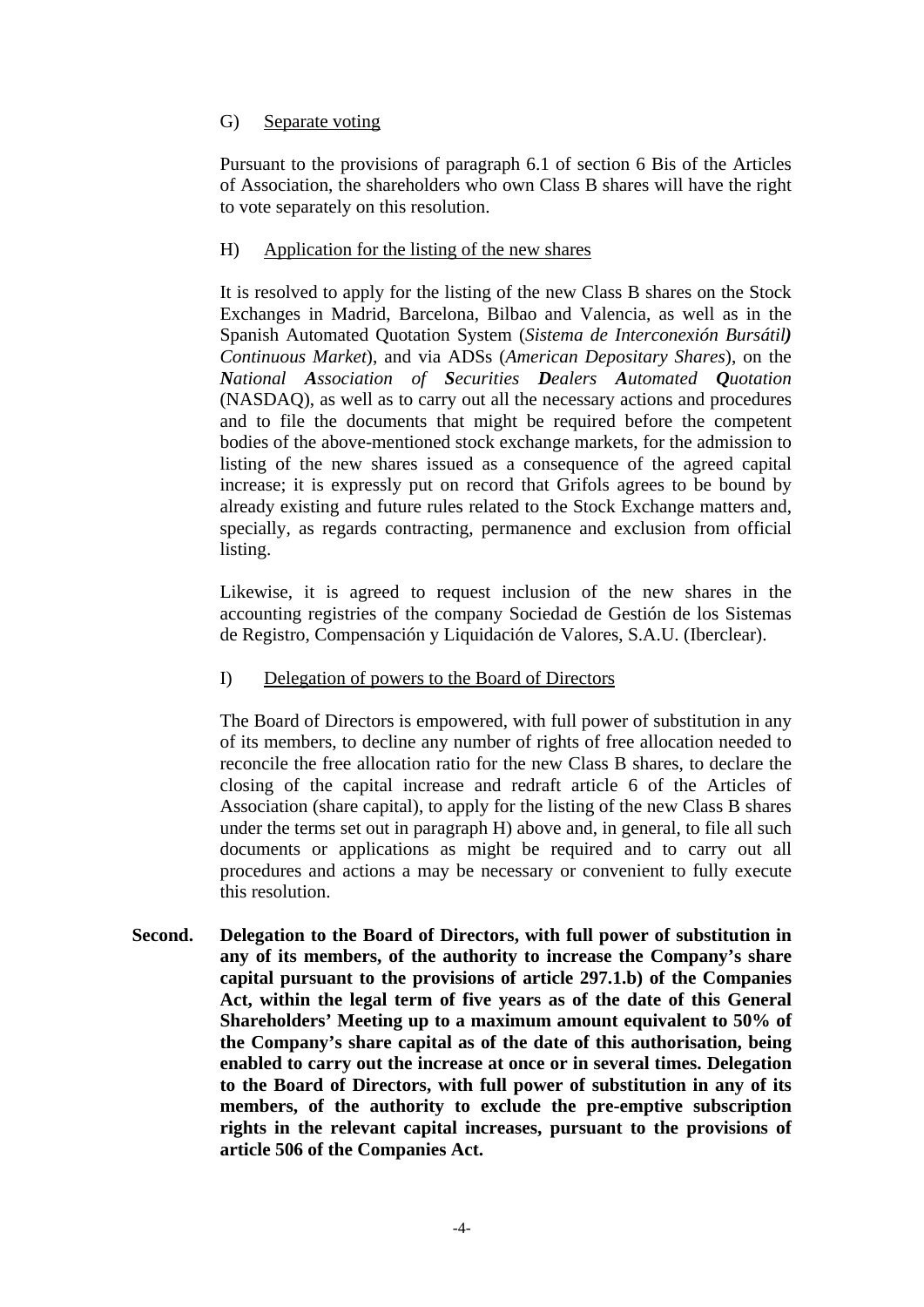G) Separate voting

Pursuant to the provisions of paragraph 6.1 of section 6 Bis of the Articles of Association, the shareholders who own Class B shares will have the right to vote separately on this resolution.

H) Application for the listing of the new shares

It is resolved to apply for the listing of the new Class B shares on the Stock Exchanges in Madrid, Barcelona, Bilbao and Valencia, as well as in the Spanish Automated Quotation System (*Sistema de Interconexión Bursátil) Continuous Market*), and via ADSs (*American Depositary Shares*), on the ***N**ational **A**ssociation of **S**ecurities **D**ealers **A**utomated **Q**uotation* (NASDAQ), as well as to carry out all the necessary actions and procedures and to file the documents that might be required before the competent bodies of the above-mentioned stock exchange markets, for the admission to listing of the new shares issued as a consequence of the agreed capital increase; it is expressly put on record that Grifols agrees to be bound by already existing and future rules related to the Stock Exchange matters and, specially, as regards contracting, permanence and exclusion from official listing.

Likewise, it is agreed to request inclusion of the new shares in the accounting registries of the company Sociedad de Gestión de los Sistemas de Registro, Compensación y Liquidación de Valores, S.A.U. (Iberclear).

I) Delegation of powers to the Board of Directors

The Board of Directors is empowered, with full power of substitution in any of its members, to decline any number of rights of free allocation needed to reconcile the free allocation ratio for the new Class B shares, to declare the closing of the capital increase and redraft article 6 of the Articles of Association (share capital), to apply for the listing of the new Class B shares under the terms set out in paragraph H) above and, in general, to file all such documents or applications as might be required and to carry out all procedures and actions a may be necessary or convenient to fully execute this resolution.

**Second. Delegation to the Board of Directors, with full power of substitution in any of its members, of the authority to increase the Company's share capital pursuant to the provisions of article 297.1.b) of the Companies Act, within the legal term of five years as of the date of this General Shareholders' Meeting up to a maximum amount equivalent to 50% of the Company's share capital as of the date of this authorisation, being enabled to carry out the increase at once or in several times. Delegation to the Board of Directors, with full power of substitution in any of its members, of the authority to exclude the pre-emptive subscription rights in the relevant capital increases, pursuant to the provisions of article 506 of the Companies Act.**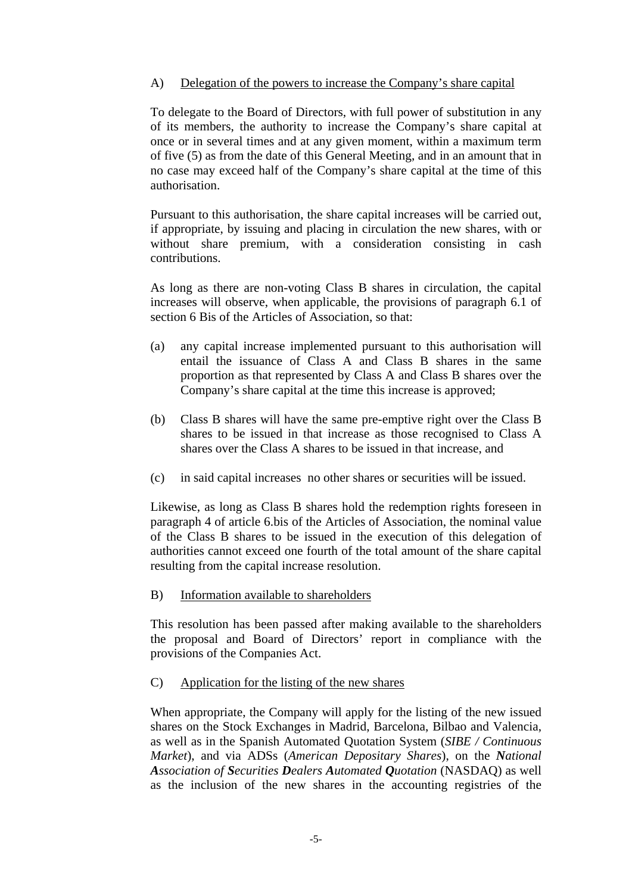A) <u>Delegation of the powers to increase the Company's share capital</u>

To delegate to the Board of Directors, with full power of substitution in any of its members, the authority to increase the Company's share capital at once or in several times and at any given moment, within a maximum term of five (5) as from the date of this General Meeting, and in an amount that in no case may exceed half of the Company's share capital at the time of this authorisation.

Pursuant to this authorisation, the share capital increases will be carried out, if appropriate, by issuing and placing in circulation the new shares, with or without share premium, with a consideration consisting in cash contributions.

As long as there are non-voting Class B shares in circulation, the capital increases will observe, when applicable, the provisions of paragraph 6.1 of section 6 Bis of the Articles of Association, so that:

(a) any capital increase implemented pursuant to this authorisation will entail the issuance of Class A and Class B shares in the same proportion as that represented by Class A and Class B shares over the Company's share capital at the time this increase is approved;

(b) Class B shares will have the same pre-emptive right over the Class B shares to be issued in that increase as those recognised to Class A shares over the Class A shares to be issued in that increase, and

(c) in said capital increases no other shares or securities will be issued.

Likewise, as long as Class B shares hold the redemption rights foreseen in paragraph 4 of article 6.bis of the Articles of Association, the nominal value of the Class B shares to be issued in the execution of this delegation of authorities cannot exceed one fourth of the total amount of the share capital resulting from the capital increase resolution.

B) <u>Information available to shareholders</u>

This resolution has been passed after making available to the shareholders the proposal and Board of Directors' report in compliance with the provisions of the Companies Act.

C) <u>Application for the listing of the new shares</u>

When appropriate, the Company will apply for the listing of the new issued shares on the Stock Exchanges in Madrid, Barcelona, Bilbao and Valencia, as well as in the Spanish Automated Quotation System (*SIBE / Continuous Market*), and via ADSs (*American Depositary Shares*), on the ***N**ational **A**ssociation of **S**ecurities **D**ealers **A**utomated **Q**uotation* (NASDAQ) as well as the inclusion of the new shares in the accounting registries of the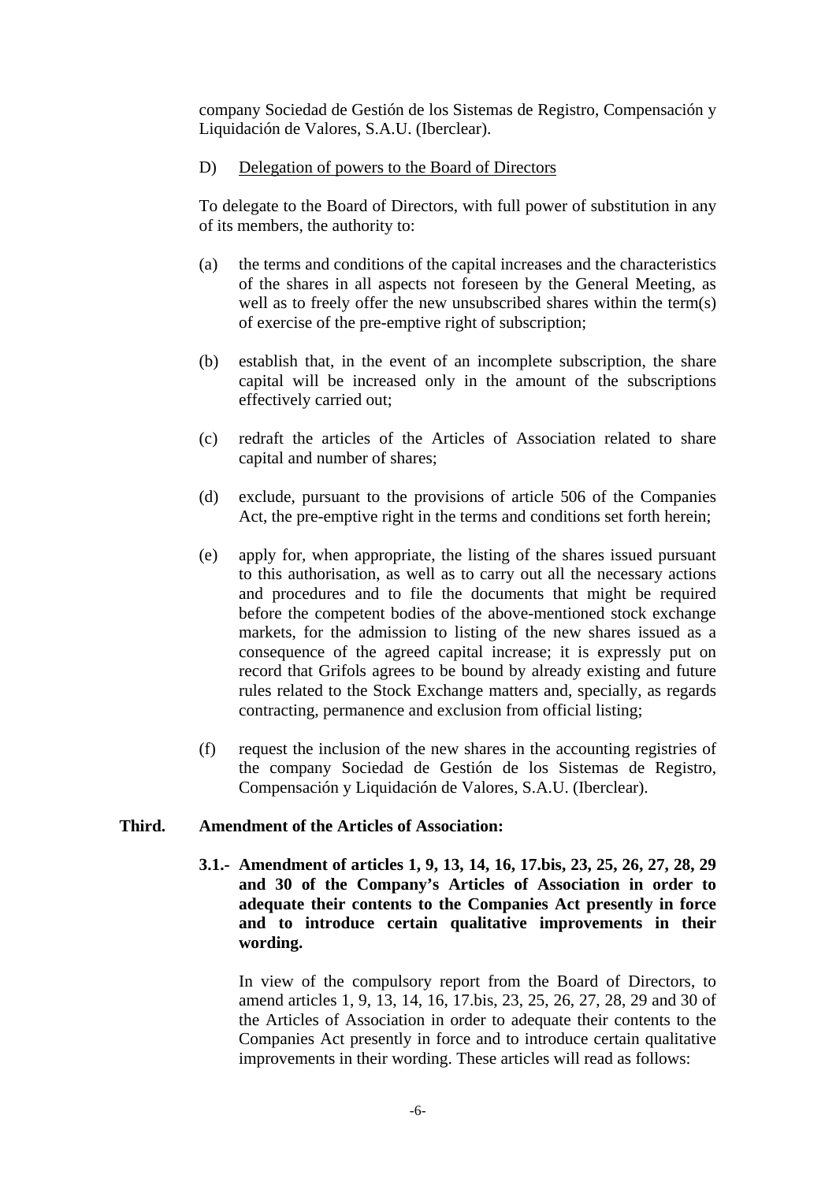company Sociedad de Gestión de los Sistemas de Registro, Compensación y Liquidación de Valores, S.A.U. (Iberclear).

D) Delegation of powers to the Board of Directors

To delegate to the Board of Directors, with full power of substitution in any of its members, the authority to:

(a) the terms and conditions of the capital increases and the characteristics of the shares in all aspects not foreseen by the General Meeting, as well as to freely offer the new unsubscribed shares within the term(s) of exercise of the pre-emptive right of subscription;

(b) establish that, in the event of an incomplete subscription, the share capital will be increased only in the amount of the subscriptions effectively carried out;

(c) redraft the articles of the Articles of Association related to share capital and number of shares;

(d) exclude, pursuant to the provisions of article 506 of the Companies Act, the pre-emptive right in the terms and conditions set forth herein;

(e) apply for, when appropriate, the listing of the shares issued pursuant to this authorisation, as well as to carry out all the necessary actions and procedures and to file the documents that might be required before the competent bodies of the above-mentioned stock exchange markets, for the admission to listing of the new shares issued as a consequence of the agreed capital increase; it is expressly put on record that Grifols agrees to be bound by already existing and future rules related to the Stock Exchange matters and, specially, as regards contracting, permanence and exclusion from official listing;

(f) request the inclusion of the new shares in the accounting registries of the company Sociedad de Gestión de los Sistemas de Registro, Compensación y Liquidación de Valores, S.A.U. (Iberclear).

**Third. Amendment of the Articles of Association:**

**3.1.- Amendment of articles 1, 9, 13, 14, 16, 17.bis, 23, 25, 26, 27, 28, 29 and 30 of the Company's Articles of Association in order to adequate their contents to the Companies Act presently in force and to introduce certain qualitative improvements in their wording.**

In view of the compulsory report from the Board of Directors, to amend articles 1, 9, 13, 14, 16, 17.bis, 23, 25, 26, 27, 28, 29 and 30 of the Articles of Association in order to adequate their contents to the Companies Act presently in force and to introduce certain qualitative improvements in their wording. These articles will read as follows: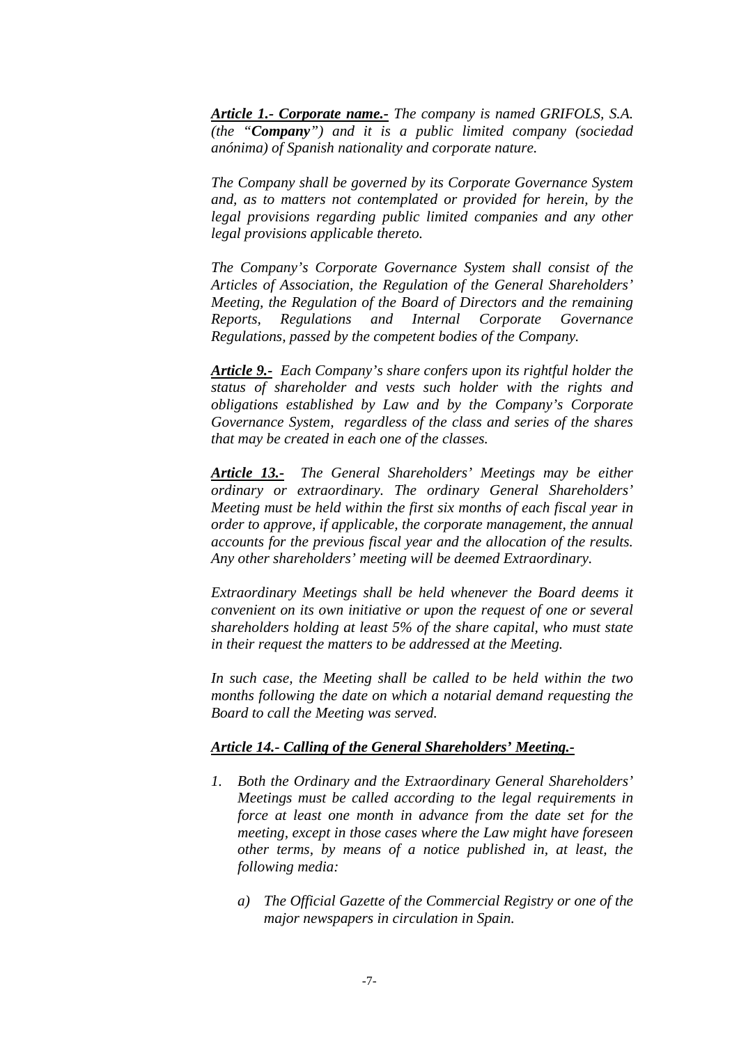***Article 1.- Corporate name.-*** *The company is named GRIFOLS, S.A. (the "**Company**") and it is a public limited company (sociedad anónima) of Spanish nationality and corporate nature.*

*The Company shall be governed by its Corporate Governance System and, as to matters not contemplated or provided for herein, by the legal provisions regarding public limited companies and any other legal provisions applicable thereto.*

*The Company's Corporate Governance System shall consist of the Articles of Association, the Regulation of the General Shareholders' Meeting, the Regulation of the Board of Directors and the remaining Reports, Regulations and Internal Corporate Governance Regulations, passed by the competent bodies of the Company.*

***Article 9.-*** *Each Company's share confers upon its rightful holder the status of shareholder and vests such holder with the rights and obligations established by Law and by the Company's Corporate Governance System, regardless of the class and series of the shares that may be created in each one of the classes.*

***Article 13.-*** *The General Shareholders' Meetings may be either ordinary or extraordinary. The ordinary General Shareholders' Meeting must be held within the first six months of each fiscal year in order to approve, if applicable, the corporate management, the annual accounts for the previous fiscal year and the allocation of the results. Any other shareholders' meeting will be deemed Extraordinary.*

*Extraordinary Meetings shall be held whenever the Board deems it convenient on its own initiative or upon the request of one or several shareholders holding at least 5% of the share capital, who must state in their request the matters to be addressed at the Meeting.*

*In such case, the Meeting shall be called to be held within the two months following the date on which a notarial demand requesting the Board to call the Meeting was served.*

***Article 14.- Calling of the General Shareholders' Meeting.-***

1. *Both the Ordinary and the Extraordinary General Shareholders' Meetings must be called according to the legal requirements in force at least one month in advance from the date set for the meeting, except in those cases where the Law might have foreseen other terms, by means of a notice published in, at least, the following media:*

   a) *The Official Gazette of the Commercial Registry or one of the major newspapers in circulation in Spain.*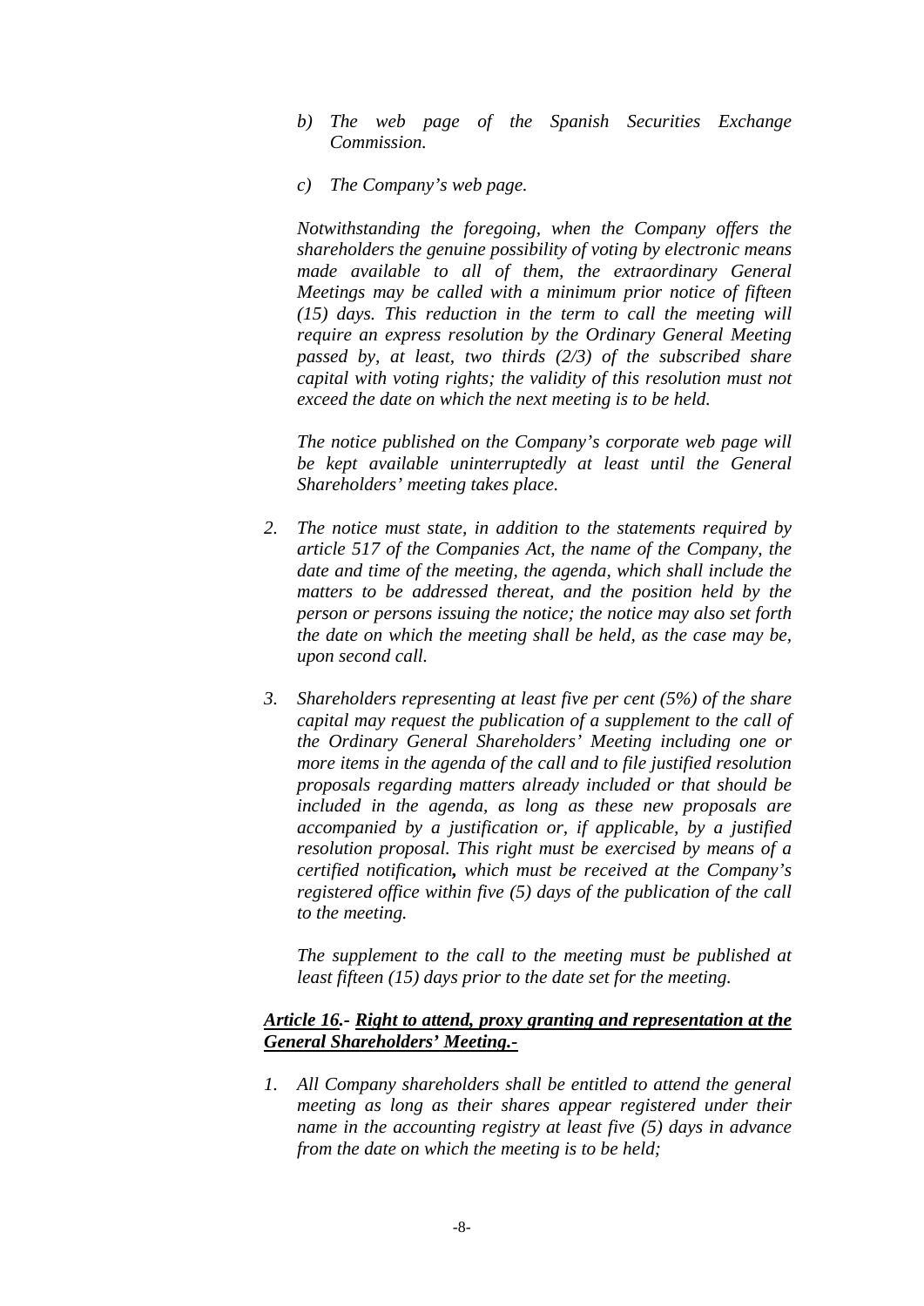*b) The web page of the Spanish Securities Exchange Commission.*

*c) The Company's web page.*

*Notwithstanding the foregoing, when the Company offers the shareholders the genuine possibility of voting by electronic means made available to all of them, the extraordinary General Meetings may be called with a minimum prior notice of fifteen (15) days. This reduction in the term to call the meeting will require an express resolution by the Ordinary General Meeting passed by, at least, two thirds (2/3) of the subscribed share capital with voting rights; the validity of this resolution must not exceed the date on which the next meeting is to be held.*

*The notice published on the Company's corporate web page will be kept available uninterruptedly at least until the General Shareholders' meeting takes place.*

2. *The notice must state, in addition to the statements required by article 517 of the Companies Act, the name of the Company, the date and time of the meeting, the agenda, which shall include the matters to be addressed thereat, and the position held by the person or persons issuing the notice; the notice may also set forth the date on which the meeting shall be held, as the case may be, upon second call.*

3. *Shareholders representing at least five per cent (5%) of the share capital may request the publication of a supplement to the call of the Ordinary General Shareholders' Meeting including one or more items in the agenda of the call and to file justified resolution proposals regarding matters already included or that should be included in the agenda, as long as these new proposals are accompanied by a justification or, if applicable, by a justified resolution proposal. This right must be exercised by means of a certified notification**,** which must be received at the Company's registered office within five (5) days of the publication of the call to the meeting.*

   *The supplement to the call to the meeting must be published at least fifteen (15) days prior to the date set for the meeting.*

***Article 16.- Right to attend, proxy granting and representation at the General Shareholders' Meeting.-***

1. *All Company shareholders shall be entitled to attend the general meeting as long as their shares appear registered under their name in the accounting registry at least five (5) days in advance from the date on which the meeting is to be held;*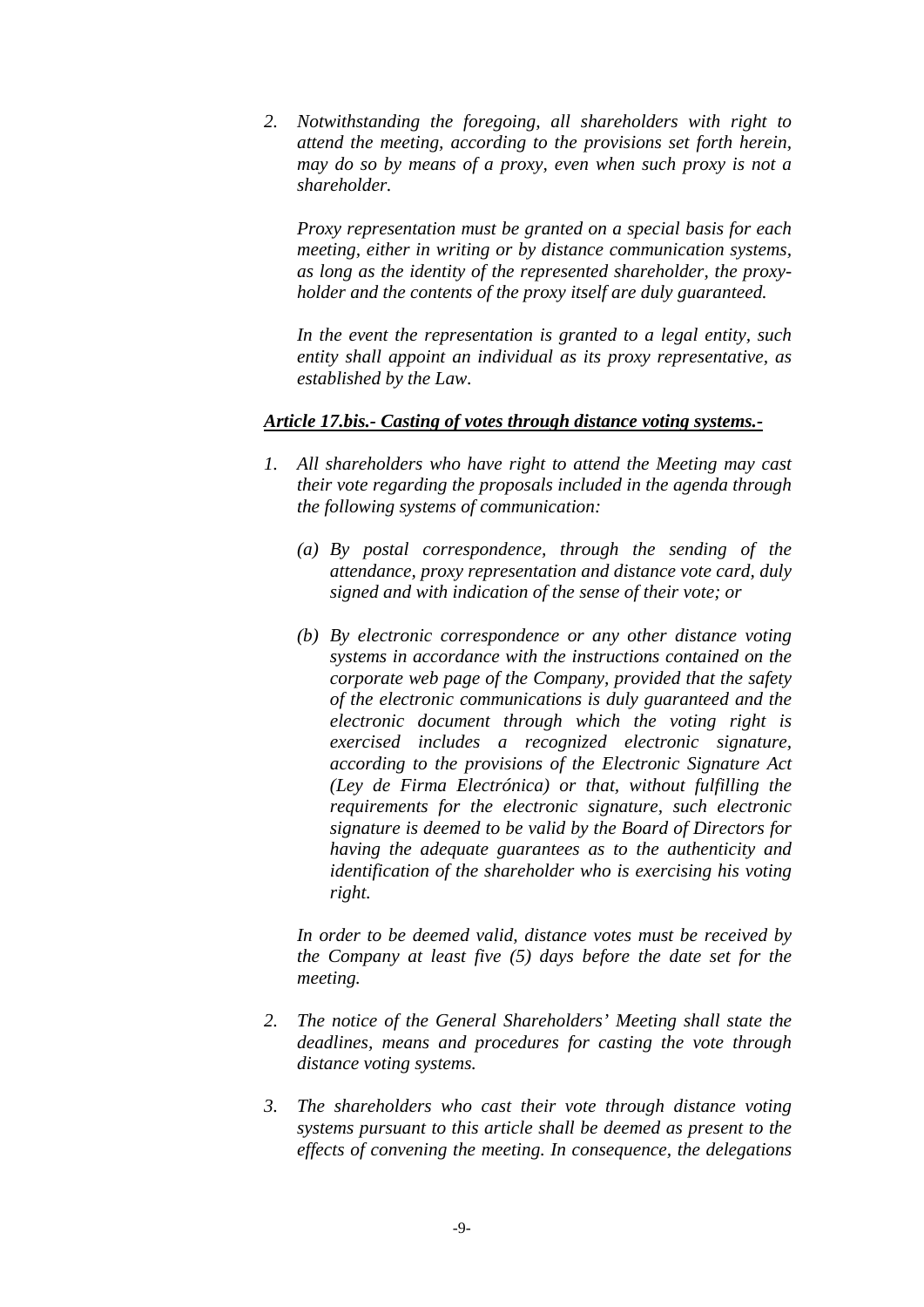*2. Notwithstanding the foregoing, all shareholders with right to attend the meeting, according to the provisions set forth herein, may do so by means of a proxy, even when such proxy is not a shareholder.*

*Proxy representation must be granted on a special basis for each meeting, either in writing or by distance communication systems, as long as the identity of the represented shareholder, the proxy-holder and the contents of the proxy itself are duly guaranteed.*

*In the event the representation is granted to a legal entity, such entity shall appoint an individual as its proxy representative, as established by the Law.*

***<u>Article 17.bis.- Casting of votes through distance voting systems.-</u>***

*1. All shareholders who have right to attend the Meeting may cast their vote regarding the proposals included in the agenda through the following systems of communication:*

   *(a) By postal correspondence, through the sending of the attendance, proxy representation and distance vote card, duly signed and with indication of the sense of their vote; or*

   *(b) By electronic correspondence or any other distance voting systems in accordance with the instructions contained on the corporate web page of the Company, provided that the safety of the electronic communications is duly guaranteed and the electronic document through which the voting right is exercised includes a recognized electronic signature, according to the provisions of the Electronic Signature Act (Ley de Firma Electrónica) or that, without fulfilling the requirements for the electronic signature, such electronic signature is deemed to be valid by the Board of Directors for having the adequate guarantees as to the authenticity and identification of the shareholder who is exercising his voting right.*

   *In order to be deemed valid, distance votes must be received by the Company at least five (5) days before the date set for the meeting.*

*2. The notice of the General Shareholders' Meeting shall state the deadlines, means and procedures for casting the vote through distance voting systems.*

*3. The shareholders who cast their vote through distance voting systems pursuant to this article shall be deemed as present to the effects of convening the meeting. In consequence, the delegations*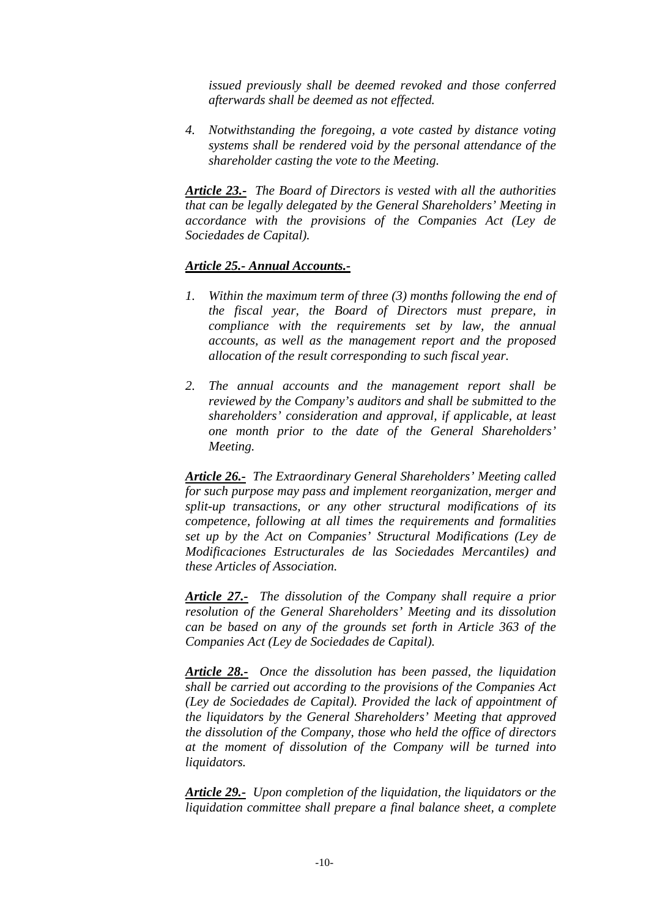*issued previously shall be deemed revoked and those conferred afterwards shall be deemed as not effected.*

4. *Notwithstanding the foregoing, a vote casted by distance voting systems shall be rendered void by the personal attendance of the shareholder casting the vote to the Meeting.*

***Article 23.-*** *The Board of Directors is vested with all the authorities that can be legally delegated by the General Shareholders' Meeting in accordance with the provisions of the Companies Act (Ley de Sociedades de Capital).*

***Article 25.- Annual Accounts.-***

1. *Within the maximum term of three (3) months following the end of the fiscal year, the Board of Directors must prepare, in compliance with the requirements set by law, the annual accounts, as well as the management report and the proposed allocation of the result corresponding to such fiscal year.*

2. *The annual accounts and the management report shall be reviewed by the Company's auditors and shall be submitted to the shareholders' consideration and approval, if applicable, at least one month prior to the date of the General Shareholders' Meeting.*

***Article 26.-*** *The Extraordinary General Shareholders' Meeting called for such purpose may pass and implement reorganization, merger and split-up transactions, or any other structural modifications of its competence, following at all times the requirements and formalities set up by the Act on Companies' Structural Modifications (Ley de Modificaciones Estructurales de las Sociedades Mercantiles) and these Articles of Association.*

***Article 27.-*** *The dissolution of the Company shall require a prior resolution of the General Shareholders' Meeting and its dissolution can be based on any of the grounds set forth in Article 363 of the Companies Act (Ley de Sociedades de Capital).*

***Article 28.-*** *Once the dissolution has been passed, the liquidation shall be carried out according to the provisions of the Companies Act (Ley de Sociedades de Capital). Provided the lack of appointment of the liquidators by the General Shareholders' Meeting that approved the dissolution of the Company, those who held the office of directors at the moment of dissolution of the Company will be turned into liquidators.*

***Article 29.-*** *Upon completion of the liquidation, the liquidators or the liquidation committee shall prepare a final balance sheet, a complete*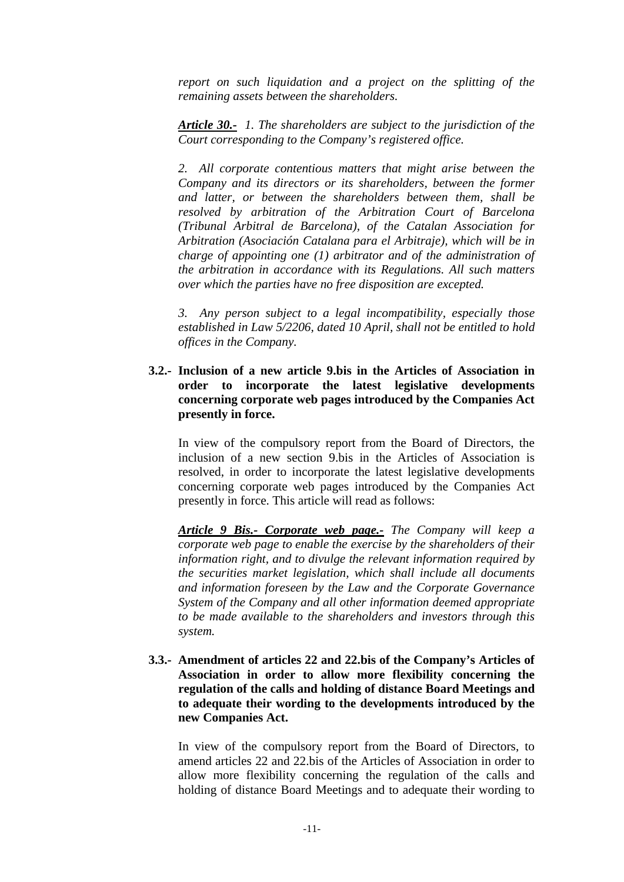*report on such liquidation and a project on the splitting of the remaining assets between the shareholders.*

***Article 30.-*** *1. The shareholders are subject to the jurisdiction of the Court corresponding to the Company's registered office.*

*2. All corporate contentious matters that might arise between the Company and its directors or its shareholders, between the former and latter, or between the shareholders between them, shall be resolved by arbitration of the Arbitration Court of Barcelona (Tribunal Arbitral de Barcelona), of the Catalan Association for Arbitration (Asociación Catalana para el Arbitraje), which will be in charge of appointing one (1) arbitrator and of the administration of the arbitration in accordance with its Regulations. All such matters over which the parties have no free disposition are excepted.*

*3. Any person subject to a legal incompatibility, especially those established in Law 5/2206, dated 10 April, shall not be entitled to hold offices in the Company.*

**3.2.- Inclusion of a new article 9.bis in the Articles of Association in order to incorporate the latest legislative developments concerning corporate web pages introduced by the Companies Act presently in force.**

In view of the compulsory report from the Board of Directors, the inclusion of a new section 9.bis in the Articles of Association is resolved, in order to incorporate the latest legislative developments concerning corporate web pages introduced by the Companies Act presently in force. This article will read as follows:

***Article 9 Bis.- Corporate web page.-*** *The Company will keep a corporate web page to enable the exercise by the shareholders of their information right, and to divulge the relevant information required by the securities market legislation, which shall include all documents and information foreseen by the Law and the Corporate Governance System of the Company and all other information deemed appropriate to be made available to the shareholders and investors through this system.*

**3.3.- Amendment of articles 22 and 22.bis of the Company's Articles of Association in order to allow more flexibility concerning the regulation of the calls and holding of distance Board Meetings and to adequate their wording to the developments introduced by the new Companies Act.**

In view of the compulsory report from the Board of Directors, to amend articles 22 and 22.bis of the Articles of Association in order to allow more flexibility concerning the regulation of the calls and holding of distance Board Meetings and to adequate their wording to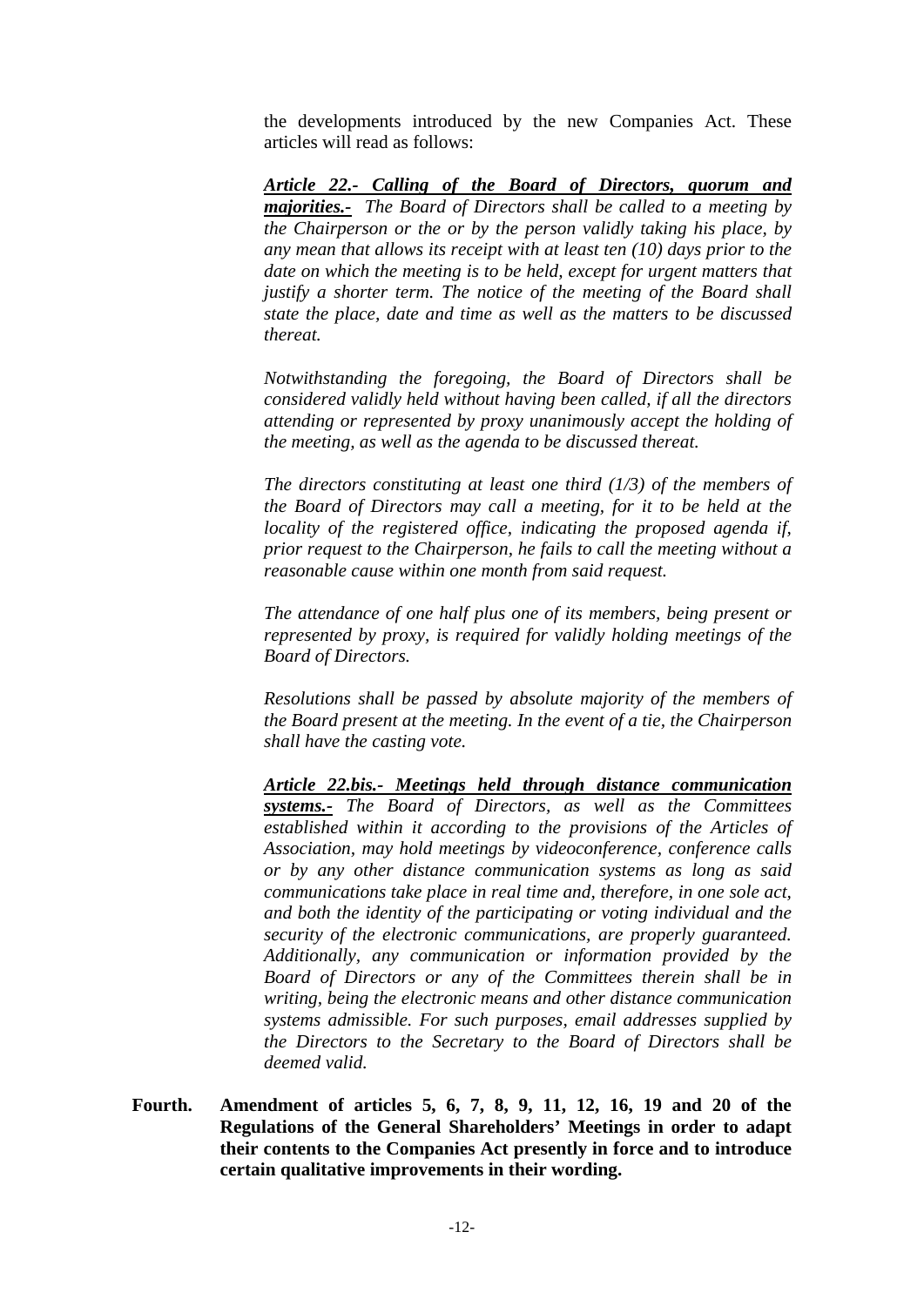the developments introduced by the new Companies Act. These articles will read as follows:

***Article 22.- Calling of the Board of Directors, quorum and majorities.-*** *The Board of Directors shall be called to a meeting by the Chairperson or the or by the person validly taking his place, by any mean that allows its receipt with at least ten (10) days prior to the date on which the meeting is to be held, except for urgent matters that justify a shorter term. The notice of the meeting of the Board shall state the place, date and time as well as the matters to be discussed thereat.*

*Notwithstanding the foregoing, the Board of Directors shall be considered validly held without having been called, if all the directors attending or represented by proxy unanimously accept the holding of the meeting, as well as the agenda to be discussed thereat.*

*The directors constituting at least one third (1/3) of the members of the Board of Directors may call a meeting, for it to be held at the locality of the registered office, indicating the proposed agenda if, prior request to the Chairperson, he fails to call the meeting without a reasonable cause within one month from said request.*

*The attendance of one half plus one of its members, being present or represented by proxy, is required for validly holding meetings of the Board of Directors.*

*Resolutions shall be passed by absolute majority of the members of the Board present at the meeting. In the event of a tie, the Chairperson shall have the casting vote.*

***Article 22.bis.- Meetings held through distance communication systems.-*** *The Board of Directors, as well as the Committees established within it according to the provisions of the Articles of Association, may hold meetings by videoconference, conference calls or by any other distance communication systems as long as said communications take place in real time and, therefore, in one sole act, and both the identity of the participating or voting individual and the security of the electronic communications, are properly guaranteed. Additionally, any communication or information provided by the Board of Directors or any of the Committees therein shall be in writing, being the electronic means and other distance communication systems admissible. For such purposes, email addresses supplied by the Directors to the Secretary to the Board of Directors shall be deemed valid.*

**Fourth. Amendment of articles 5, 6, 7, 8, 9, 11, 12, 16, 19 and 20 of the Regulations of the General Shareholders' Meetings in order to adapt their contents to the Companies Act presently in force and to introduce certain qualitative improvements in their wording.**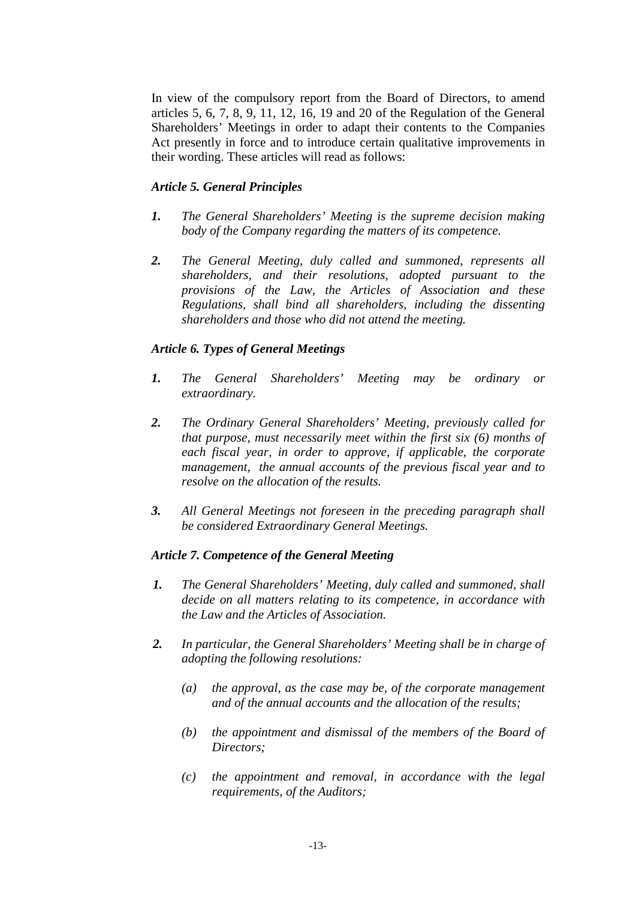In view of the compulsory report from the Board of Directors, to amend articles 5, 6, 7, 8, 9, 11, 12, 16, 19 and 20 of the Regulation of the General Shareholders' Meetings in order to adapt their contents to the Companies Act presently in force and to introduce certain qualitative improvements in their wording. These articles will read as follows:

***Article 5. General Principles***

***1.*** *The General Shareholders' Meeting is the supreme decision making body of the Company regarding the matters of its competence.*

***2.*** *The General Meeting, duly called and summoned, represents all shareholders, and their resolutions, adopted pursuant to the provisions of the Law, the Articles of Association and these Regulations, shall bind all shareholders, including the dissenting shareholders and those who did not attend the meeting.*

***Article 6. Types of General Meetings***

***1.*** *The General Shareholders' Meeting may be ordinary or extraordinary.*

***2.*** *The Ordinary General Shareholders' Meeting, previously called for that purpose, must necessarily meet within the first six (6) months of each fiscal year, in order to approve, if applicable, the corporate management, the annual accounts of the previous fiscal year and to resolve on the allocation of the results.*

***3.*** *All General Meetings not foreseen in the preceding paragraph shall be considered Extraordinary General Meetings.*

***Article 7. Competence of the General Meeting***

***1.*** *The General Shareholders' Meeting, duly called and summoned, shall decide on all matters relating to its competence, in accordance with the Law and the Articles of Association.*

***2.*** *In particular, the General Shareholders' Meeting shall be in charge of adopting the following resolutions:*

*(a) the approval, as the case may be, of the corporate management and of the annual accounts and the allocation of the results;*

*(b) the appointment and dismissal of the members of the Board of Directors;*

*(c) the appointment and removal, in accordance with the legal requirements, of the Auditors;*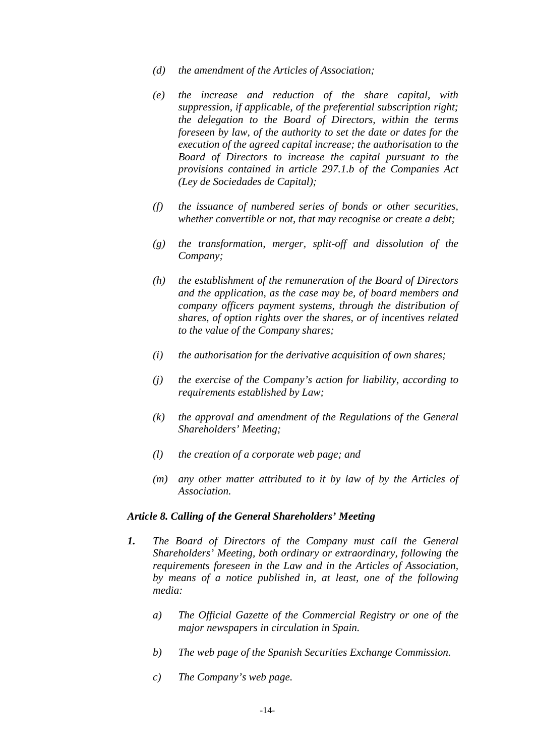*(d) the amendment of the Articles of Association;*

*(e) the increase and reduction of the share capital, with suppression, if applicable, of the preferential subscription right; the delegation to the Board of Directors, within the terms foreseen by law, of the authority to set the date or dates for the execution of the agreed capital increase; the authorisation to the Board of Directors to increase the capital pursuant to the provisions contained in article 297.1.b of the Companies Act (Ley de Sociedades de Capital);*

*(f) the issuance of numbered series of bonds or other securities, whether convertible or not, that may recognise or create a debt;*

*(g) the transformation, merger, split-off and dissolution of the Company;*

*(h) the establishment of the remuneration of the Board of Directors and the application, as the case may be, of board members and company officers payment systems, through the distribution of shares, of option rights over the shares, or of incentives related to the value of the Company shares;*

*(i) the authorisation for the derivative acquisition of own shares;*

*(j) the exercise of the Company's action for liability, according to requirements established by Law;*

*(k) the approval and amendment of the Regulations of the General Shareholders' Meeting;*

*(l) the creation of a corporate web page; and*

*(m) any other matter attributed to it by law of by the Articles of Association.*

***Article 8. Calling of the General Shareholders' Meeting***

***1.*** *The Board of Directors of the Company must call the General Shareholders' Meeting, both ordinary or extraordinary, following the requirements foreseen in the Law and in the Articles of Association, by means of a notice published in, at least, one of the following media:*

*a) The Official Gazette of the Commercial Registry or one of the major newspapers in circulation in Spain.*

*b) The web page of the Spanish Securities Exchange Commission.*

*c) The Company's web page.*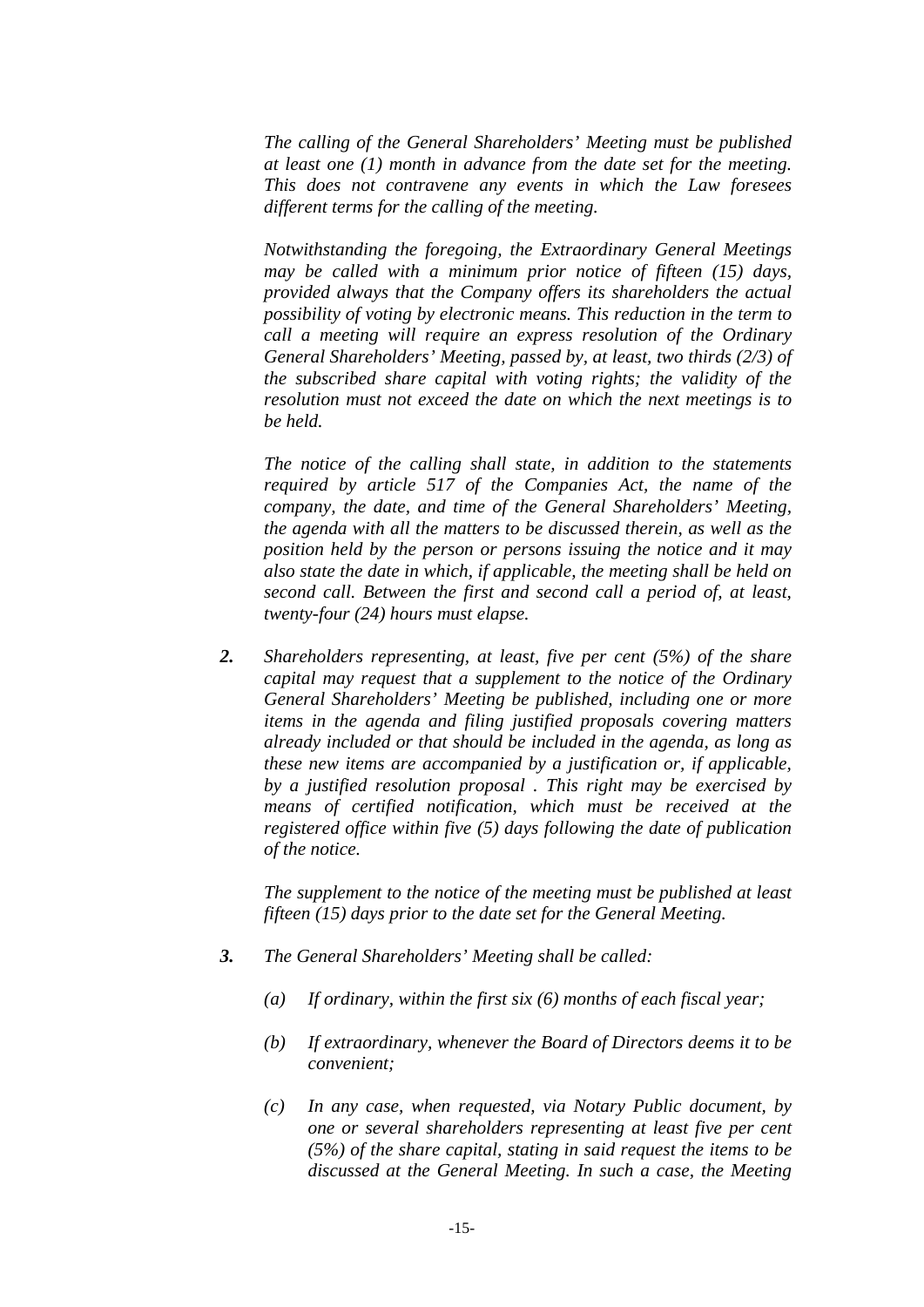*The calling of the General Shareholders' Meeting must be published at least one (1) month in advance from the date set for the meeting. This does not contravene any events in which the Law foresees different terms for the calling of the meeting.*

*Notwithstanding the foregoing, the Extraordinary General Meetings may be called with a minimum prior notice of fifteen (15) days, provided always that the Company offers its shareholders the actual possibility of voting by electronic means. This reduction in the term to call a meeting will require an express resolution of the Ordinary General Shareholders' Meeting, passed by, at least, two thirds (2/3) of the subscribed share capital with voting rights; the validity of the resolution must not exceed the date on which the next meetings is to be held.*

*The notice of the calling shall state, in addition to the statements required by article 517 of the Companies Act, the name of the company, the date, and time of the General Shareholders' Meeting, the agenda with all the matters to be discussed therein, as well as the position held by the person or persons issuing the notice and it may also state the date in which, if applicable, the meeting shall be held on second call. Between the first and second call a period of, at least, twenty-four (24) hours must elapse.*

***2.*** *Shareholders representing, at least, five per cent (5%) of the share capital may request that a supplement to the notice of the Ordinary General Shareholders' Meeting be published, including one or more items in the agenda and filing justified proposals covering matters already included or that should be included in the agenda, as long as these new items are accompanied by a justification or, if applicable, by a justified resolution proposal . This right may be exercised by means of certified notification, which must be received at the registered office within five (5) days following the date of publication of the notice.*

*The supplement to the notice of the meeting must be published at least fifteen (15) days prior to the date set for the General Meeting.*

***3.*** *The General Shareholders' Meeting shall be called:*

*(a) If ordinary, within the first six (6) months of each fiscal year;*

*(b) If extraordinary, whenever the Board of Directors deems it to be convenient;*

*(c) In any case, when requested, via Notary Public document, by one or several shareholders representing at least five per cent (5%) of the share capital, stating in said request the items to be discussed at the General Meeting. In such a case, the Meeting*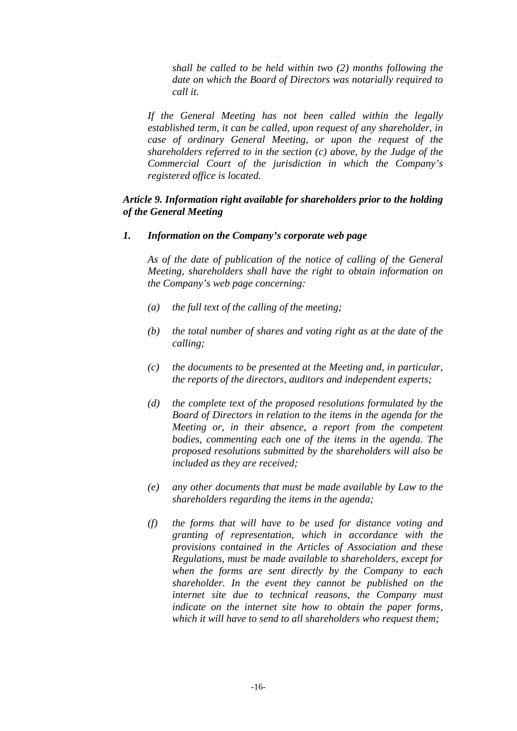*shall be called to be held within two (2) months following the date on which the Board of Directors was notarially required to call it.*

*If the General Meeting has not been called within the legally established term, it can be called, upon request of any shareholder, in case of ordinary General Meeting, or upon the request of the shareholders referred to in the section (c) above, by the Judge of the Commercial Court of the jurisdiction in which the Company's registered office is located.*

***Article 9. Information right available for shareholders prior to the holding of the General Meeting***

***1. Information on the Company's corporate web page***

*As of the date of publication of the notice of calling of the General Meeting, shareholders shall have the right to obtain information on the Company's web page concerning:*

*(a) the full text of the calling of the meeting;*

*(b) the total number of shares and voting right as at the date of the calling;*

*(c) the documents to be presented at the Meeting and, in particular, the reports of the directors, auditors and independent experts;*

*(d) the complete text of the proposed resolutions formulated by the Board of Directors in relation to the items in the agenda for the Meeting or, in their absence, a report from the competent bodies, commenting each one of the items in the agenda. The proposed resolutions submitted by the shareholders will also be included as they are received;*

*(e) any other documents that must be made available by Law to the shareholders regarding the items in the agenda;*

*(f) the forms that will have to be used for distance voting and granting of representation, which in accordance with the provisions contained in the Articles of Association and these Regulations, must be made available to shareholders, except for when the forms are sent directly by the Company to each shareholder. In the event they cannot be published on the internet site due to technical reasons, the Company must indicate on the internet site how to obtain the paper forms, which it will have to send to all shareholders who request them;*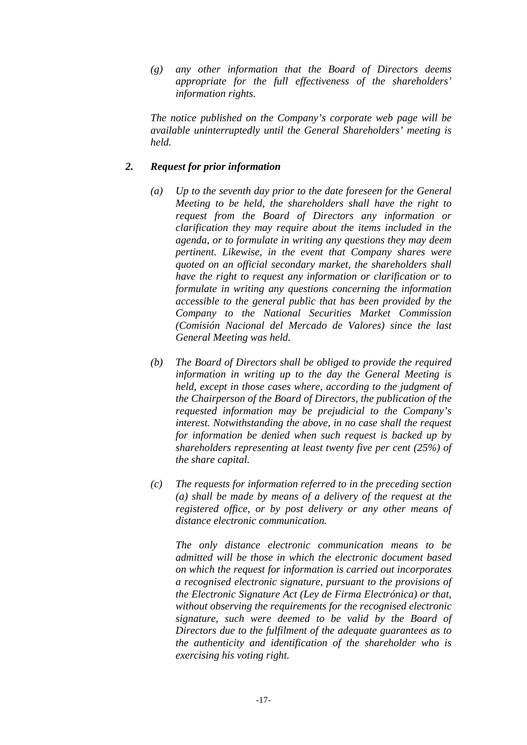*(g) any other information that the Board of Directors deems appropriate for the full effectiveness of the shareholders' information rights.*

*The notice published on the Company's corporate web page will be available uninterruptedly until the General Shareholders' meeting is held.*

### *2. Request for prior information*

*(a) Up to the seventh day prior to the date foreseen for the General Meeting to be held, the shareholders shall have the right to request from the Board of Directors any information or clarification they may require about the items included in the agenda, or to formulate in writing any questions they may deem pertinent. Likewise, in the event that Company shares were quoted on an official secondary market, the shareholders shall have the right to request any information or clarification or to formulate in writing any questions concerning the information accessible to the general public that has been provided by the Company to the National Securities Market Commission (Comisión Nacional del Mercado de Valores) since the last General Meeting was held.*

*(b) The Board of Directors shall be obliged to provide the required information in writing up to the day the General Meeting is held, except in those cases where, according to the judgment of the Chairperson of the Board of Directors, the publication of the requested information may be prejudicial to the Company's interest. Notwithstanding the above, in no case shall the request for information be denied when such request is backed up by shareholders representing at least twenty five per cent (25%) of the share capital.*

*(c) The requests for information referred to in the preceding section (a) shall be made by means of a delivery of the request at the registered office, or by post delivery or any other means of distance electronic communication.*

*The only distance electronic communication means to be admitted will be those in which the electronic document based on which the request for information is carried out incorporates a recognised electronic signature, pursuant to the provisions of the Electronic Signature Act (Ley de Firma Electrónica) or that, without observing the requirements for the recognised electronic signature, such were deemed to be valid by the Board of Directors due to the fulfilment of the adequate guarantees as to the authenticity and identification of the shareholder who is exercising his voting right.*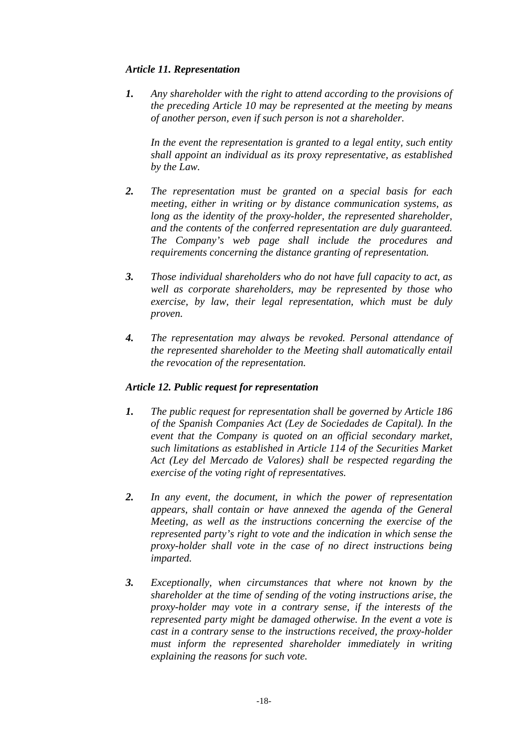### *Article 11. Representation*

***1.*** *Any shareholder with the right to attend according to the provisions of the preceding Article 10 may be represented at the meeting by means of another person, even if such person is not a shareholder.*

*In the event the representation is granted to a legal entity, such entity shall appoint an individual as its proxy representative, as established by the Law.*

***2.*** *The representation must be granted on a special basis for each meeting, either in writing or by distance communication systems, as long as the identity of the proxy-holder, the represented shareholder, and the contents of the conferred representation are duly guaranteed. The Company's web page shall include the procedures and requirements concerning the distance granting of representation.*

***3.*** *Those individual shareholders who do not have full capacity to act, as well as corporate shareholders, may be represented by those who exercise, by law, their legal representation, which must be duly proven.*

***4.*** *The representation may always be revoked. Personal attendance of the represented shareholder to the Meeting shall automatically entail the revocation of the representation.*

### *Article 12. Public request for representation*

***1.*** *The public request for representation shall be governed by Article 186 of the Spanish Companies Act (Ley de Sociedades de Capital). In the event that the Company is quoted on an official secondary market, such limitations as established in Article 114 of the Securities Market Act (Ley del Mercado de Valores) shall be respected regarding the exercise of the voting right of representatives.*

***2.*** *In any event, the document, in which the power of representation appears, shall contain or have annexed the agenda of the General Meeting, as well as the instructions concerning the exercise of the represented party's right to vote and the indication in which sense the proxy-holder shall vote in the case of no direct instructions being imparted.*

***3.*** *Exceptionally, when circumstances that where not known by the shareholder at the time of sending of the voting instructions arise, the proxy-holder may vote in a contrary sense, if the interests of the represented party might be damaged otherwise. In the event a vote is cast in a contrary sense to the instructions received, the proxy-holder must inform the represented shareholder immediately in writing explaining the reasons for such vote.*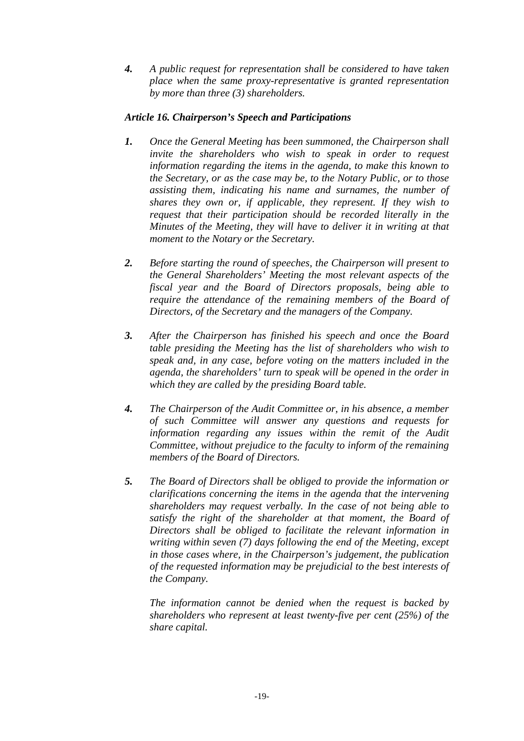*4.* *A public request for representation shall be considered to have taken place when the same proxy-representative is granted representation by more than three (3) shareholders.*

### *Article 16. Chairperson's Speech and Participations*

*1.* *Once the General Meeting has been summoned, the Chairperson shall invite the shareholders who wish to speak in order to request information regarding the items in the agenda, to make this known to the Secretary, or as the case may be, to the Notary Public, or to those assisting them, indicating his name and surnames, the number of shares they own or, if applicable, they represent. If they wish to request that their participation should be recorded literally in the Minutes of the Meeting, they will have to deliver it in writing at that moment to the Notary or the Secretary.*

*2.* *Before starting the round of speeches, the Chairperson will present to the General Shareholders' Meeting the most relevant aspects of the fiscal year and the Board of Directors proposals, being able to require the attendance of the remaining members of the Board of Directors, of the Secretary and the managers of the Company.*

*3.* *After the Chairperson has finished his speech and once the Board table presiding the Meeting has the list of shareholders who wish to speak and, in any case, before voting on the matters included in the agenda, the shareholders' turn to speak will be opened in the order in which they are called by the presiding Board table.*

*4.* *The Chairperson of the Audit Committee or, in his absence, a member of such Committee will answer any questions and requests for information regarding any issues within the remit of the Audit Committee, without prejudice to the faculty to inform of the remaining members of the Board of Directors.*

*5.* *The Board of Directors shall be obliged to provide the information or clarifications concerning the items in the agenda that the intervening shareholders may request verbally. In the case of not being able to satisfy the right of the shareholder at that moment, the Board of Directors shall be obliged to facilitate the relevant information in writing within seven (7) days following the end of the Meeting, except in those cases where, in the Chairperson's judgement, the publication of the requested information may be prejudicial to the best interests of the Company.*

*The information cannot be denied when the request is backed by shareholders who represent at least twenty-five per cent (25%) of the share capital.*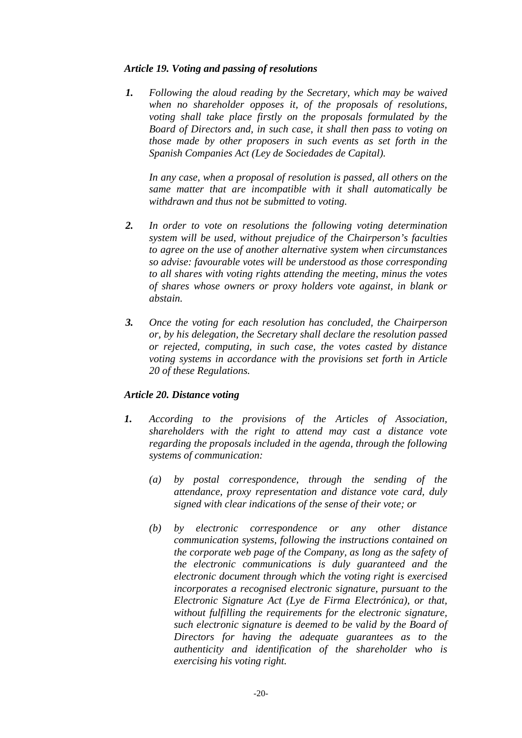### *Article 19. Voting and passing of resolutions*

***1.*** *Following the aloud reading by the Secretary, which may be waived when no shareholder opposes it, of the proposals of resolutions, voting shall take place firstly on the proposals formulated by the Board of Directors and, in such case, it shall then pass to voting on those made by other proposers in such events as set forth in the Spanish Companies Act (Ley de Sociedades de Capital).*

*In any case, when a proposal of resolution is passed, all others on the same matter that are incompatible with it shall automatically be withdrawn and thus not be submitted to voting.*

***2.*** *In order to vote on resolutions the following voting determination system will be used, without prejudice of the Chairperson's faculties to agree on the use of another alternative system when circumstances so advise: favourable votes will be understood as those corresponding to all shares with voting rights attending the meeting, minus the votes of shares whose owners or proxy holders vote against, in blank or abstain.*

***3.*** *Once the voting for each resolution has concluded, the Chairperson or, by his delegation, the Secretary shall declare the resolution passed or rejected, computing, in such case, the votes casted by distance voting systems in accordance with the provisions set forth in Article 20 of these Regulations.*

### *Article 20. Distance voting*

***1.*** *According to the provisions of the Articles of Association, shareholders with the right to attend may cast a distance vote regarding the proposals included in the agenda, through the following systems of communication:*

*(a)* *by postal correspondence, through the sending of the attendance, proxy representation and distance vote card, duly signed with clear indications of the sense of their vote; or*

*(b)* *by electronic correspondence or any other distance communication systems, following the instructions contained on the corporate web page of the Company, as long as the safety of the electronic communications is duly guaranteed and the electronic document through which the voting right is exercised incorporates a recognised electronic signature, pursuant to the Electronic Signature Act (Lye de Firma Electrónica), or that, without fulfilling the requirements for the electronic signature, such electronic signature is deemed to be valid by the Board of Directors for having the adequate guarantees as to the authenticity and identification of the shareholder who is exercising his voting right.*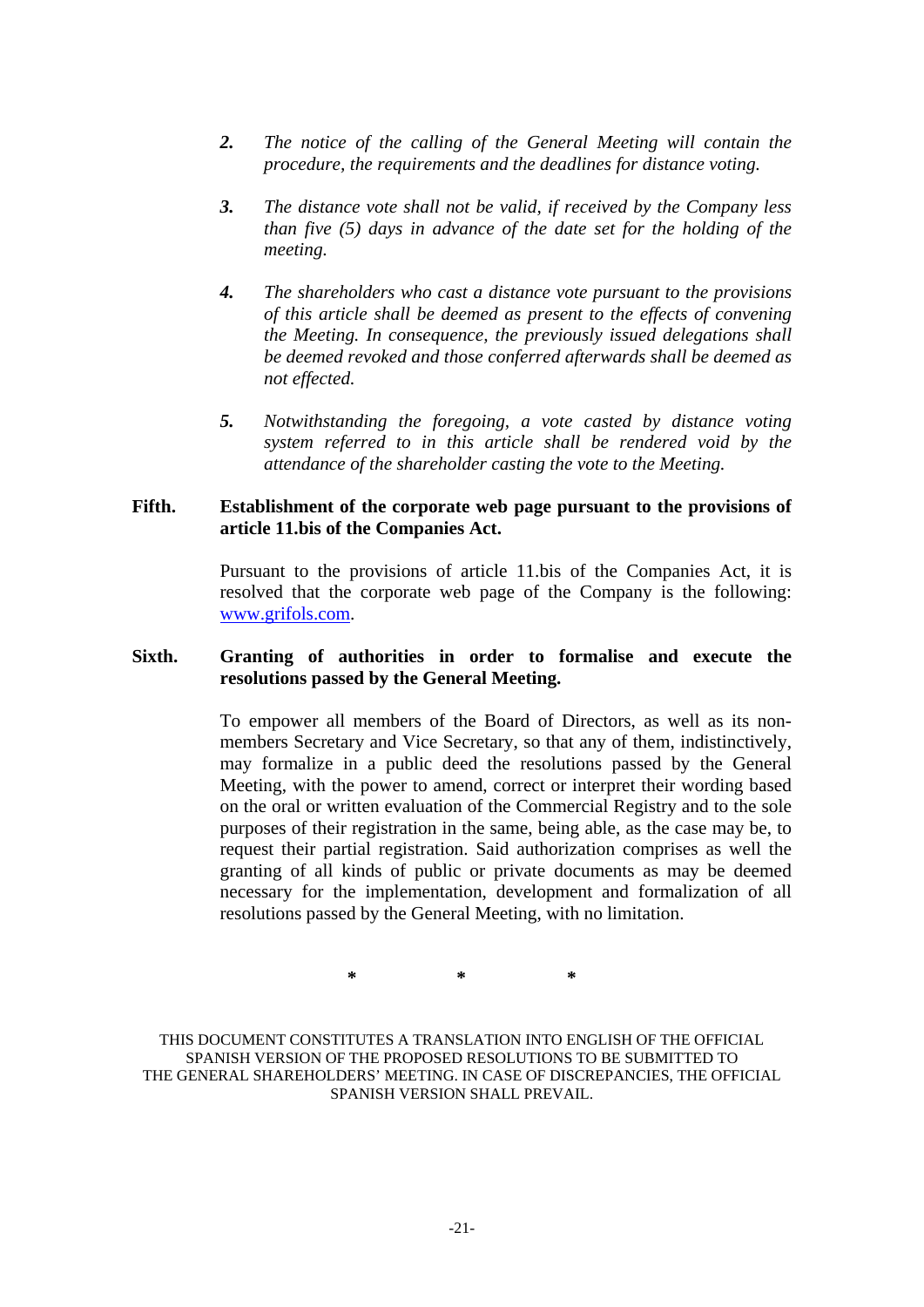*2.* *The notice of the calling of the General Meeting will contain the procedure, the requirements and the deadlines for distance voting.*

*3.* *The distance vote shall not be valid, if received by the Company less than five (5) days in advance of the date set for the holding of the meeting.*

*4.* *The shareholders who cast a distance vote pursuant to the provisions of this article shall be deemed as present to the effects of convening the Meeting. In consequence, the previously issued delegations shall be deemed revoked and those conferred afterwards shall be deemed as not effected.*

*5.* *Notwithstanding the foregoing, a vote casted by distance voting system referred to in this article shall be rendered void by the attendance of the shareholder casting the vote to the Meeting.*

**Fifth.** **Establishment of the corporate web page pursuant to the provisions of article 11.bis of the Companies Act.**

Pursuant to the provisions of article 11.bis of the Companies Act, it is resolved that the corporate web page of the Company is the following: www.grifols.com.

**Sixth.** **Granting of authorities in order to formalise and execute the resolutions passed by the General Meeting.**

To empower all members of the Board of Directors, as well as its non-members Secretary and Vice Secretary, so that any of them, indistinctively, may formalize in a public deed the resolutions passed by the General Meeting, with the power to amend, correct or interpret their wording based on the oral or written evaluation of the Commercial Registry and to the sole purposes of their registration in the same, being able, as the case may be, to request their partial registration. Said authorization comprises as well the granting of all kinds of public or private documents as may be deemed necessary for the implementation, development and formalization of all resolutions passed by the General Meeting, with no limitation.

\*　　　\*　　　\*

THIS DOCUMENT CONSTITUTES A TRANSLATION INTO ENGLISH OF THE OFFICIAL SPANISH VERSION OF THE PROPOSED RESOLUTIONS TO BE SUBMITTED TO THE GENERAL SHAREHOLDERS' MEETING. IN CASE OF DISCREPANCIES, THE OFFICIAL SPANISH VERSION SHALL PREVAIL.